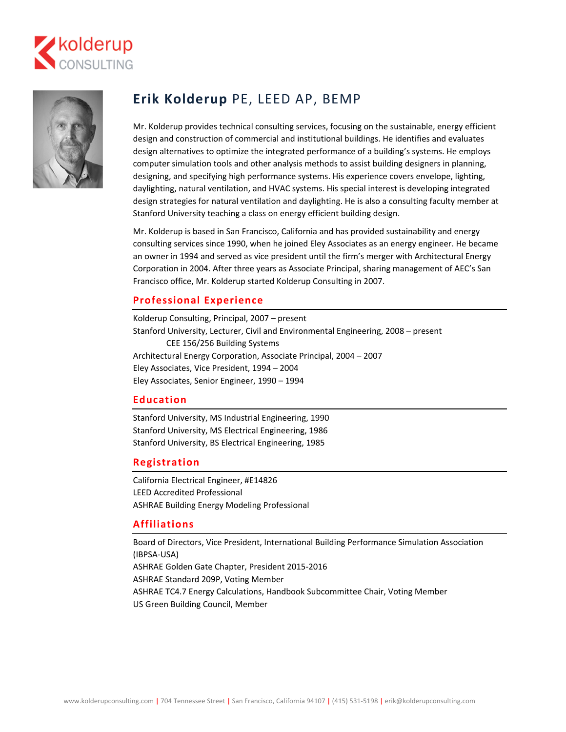kolderup CONSULTING

# **Erik Kolderup** PE, LEED AP, BEMP

Mr. Kolderup provides technical consulting services, focusing on the sustainable, energy efficient design and construction of commercial and institutional buildings. He identifies and evaluates design alternatives to optimize the integrated performance of a building's systems. He employs computer simulation tools and other analysis methods to assist building designers in planning, designing, and specifying high performance systems. His experience covers envelope, lighting, daylighting, natural ventilation, and HVAC systems. His special interest is developing integrated design strategies for natural ventilation and daylighting. He is also a consulting faculty member at Stanford University teaching a class on energy efficient building design.

Mr. Kolderup is based in San Francisco, California and has provided sustainability and energy consulting services since 1990, when he joined Eley Associates as an energy engineer. He became an owner in 1994 and served as vice president until the firm's merger with Architectural Energy Corporation in 2004. After three years as Associate Principal, sharing management of AEC's San Francisco office, Mr. Kolderup started Kolderup Consulting in 2007.

## Professional Experience

Kolderup Consulting, Principal, 2007 – present
Stanford University, Lecturer, Civil and Environmental Engineering, 2008 – present
    CEE 156/256 Building Systems
Architectural Energy Corporation, Associate Principal, 2004 – 2007
Eley Associates, Vice President, 1994 – 2004
Eley Associates, Senior Engineer, 1990 – 1994

## Education

Stanford University, MS Industrial Engineering, 1990
Stanford University, MS Electrical Engineering, 1986
Stanford University, BS Electrical Engineering, 1985

## Registration

California Electrical Engineer, #E14826
LEED Accredited Professional
ASHRAE Building Energy Modeling Professional

## Affiliations

Board of Directors, Vice President, International Building Performance Simulation Association (IBPSA-USA)
ASHRAE Golden Gate Chapter, President 2015-2016
ASHRAE Standard 209P, Voting Member
ASHRAE TC4.7 Energy Calculations, Handbook Subcommittee Chair, Voting Member
US Green Building Council, Member

www.kolderupconsulting.com | 704 Tennessee Street | San Francisco, California 94107 | (415) 531-5198 | erik@kolderupconsulting.com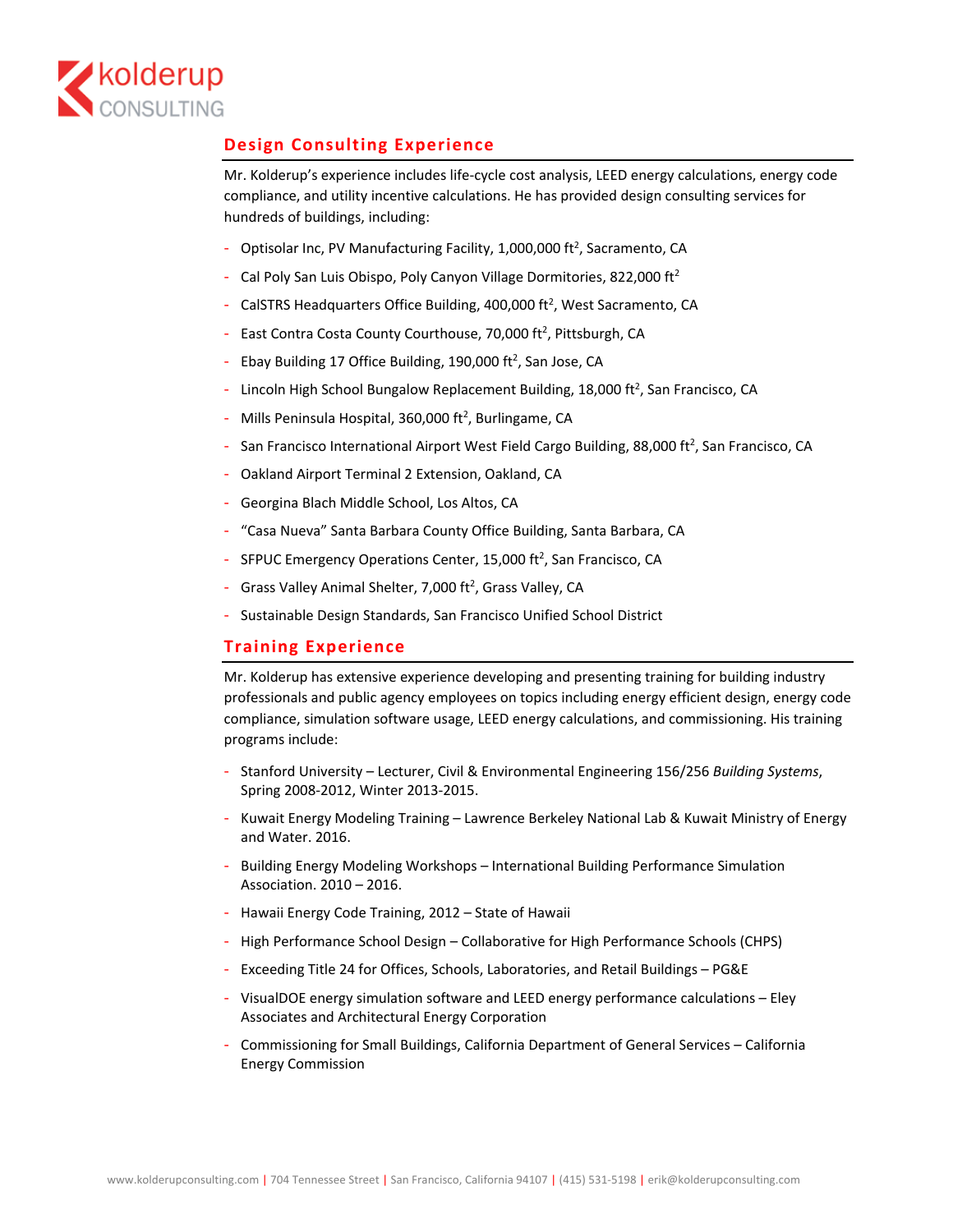## Design Consulting Experience

Mr. Kolderup's experience includes life-cycle cost analysis, LEED energy calculations, energy code compliance, and utility incentive calculations. He has provided design consulting services for hundreds of buildings, including:

- Optisolar Inc, PV Manufacturing Facility, 1,000,000 ft$^2$, Sacramento, CA
- Cal Poly San Luis Obispo, Poly Canyon Village Dormitories, 822,000 ft$^2$
- CalSTRS Headquarters Office Building, 400,000 ft$^2$, West Sacramento, CA
- East Contra Costa County Courthouse, 70,000 ft$^2$, Pittsburgh, CA
- Ebay Building 17 Office Building, 190,000 ft$^2$, San Jose, CA
- Lincoln High School Bungalow Replacement Building, 18,000 ft$^2$, San Francisco, CA
- Mills Peninsula Hospital, 360,000 ft$^2$, Burlingame, CA
- San Francisco International Airport West Field Cargo Building, 88,000 ft$^2$, San Francisco, CA
- Oakland Airport Terminal 2 Extension, Oakland, CA
- Georgina Blach Middle School, Los Altos, CA
- "Casa Nueva" Santa Barbara County Office Building, Santa Barbara, CA
- SFPUC Emergency Operations Center, 15,000 ft$^2$, San Francisco, CA
- Grass Valley Animal Shelter, 7,000 ft$^2$, Grass Valley, CA
- Sustainable Design Standards, San Francisco Unified School District

## Training Experience

Mr. Kolderup has extensive experience developing and presenting training for building industry professionals and public agency employees on topics including energy efficient design, energy code compliance, simulation software usage, LEED energy calculations, and commissioning. His training programs include:

- Stanford University – Lecturer, Civil & Environmental Engineering 156/256 *Building Systems*, Spring 2008-2012, Winter 2013-2015.
- Kuwait Energy Modeling Training – Lawrence Berkeley National Lab & Kuwait Ministry of Energy and Water. 2016.
- Building Energy Modeling Workshops – International Building Performance Simulation Association. 2010 – 2016.
- Hawaii Energy Code Training, 2012 – State of Hawaii
- High Performance School Design – Collaborative for High Performance Schools (CHPS)
- Exceeding Title 24 for Offices, Schools, Laboratories, and Retail Buildings – PG&E
- VisualDOE energy simulation software and LEED energy performance calculations – Eley Associates and Architectural Energy Corporation
- Commissioning for Small Buildings, California Department of General Services – California Energy Commission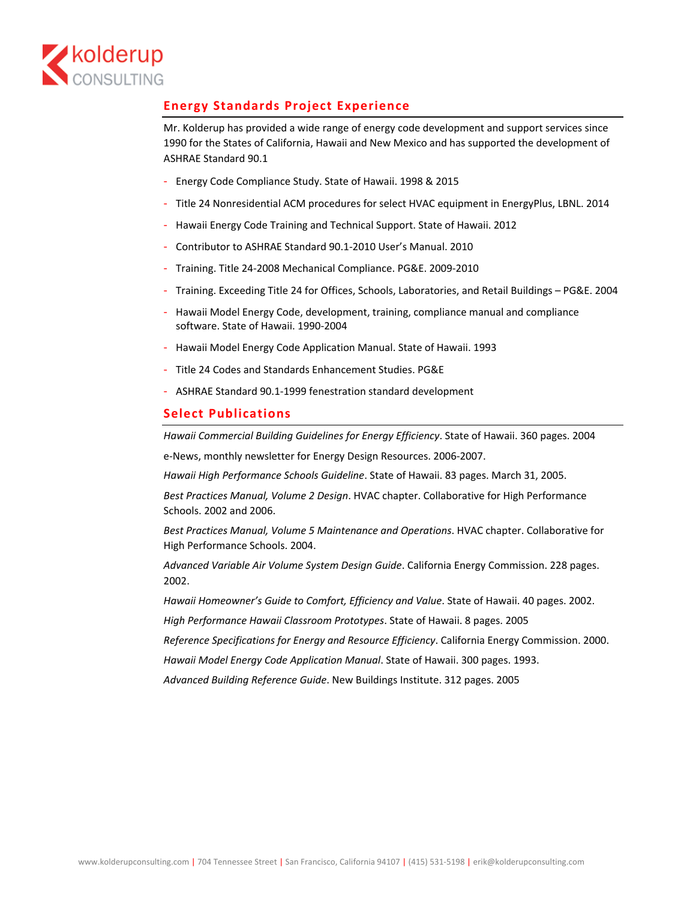kolderup CONSULTING

## Energy Standards Project Experience

Mr. Kolderup has provided a wide range of energy code development and support services since 1990 for the States of California, Hawaii and New Mexico and has supported the development of ASHRAE Standard 90.1

- Energy Code Compliance Study. State of Hawaii. 1998 & 2015
- Title 24 Nonresidential ACM procedures for select HVAC equipment in EnergyPlus, LBNL. 2014
- Hawaii Energy Code Training and Technical Support. State of Hawaii. 2012
- Contributor to ASHRAE Standard 90.1-2010 User's Manual. 2010
- Training. Title 24-2008 Mechanical Compliance. PG&E. 2009-2010
- Training. Exceeding Title 24 for Offices, Schools, Laboratories, and Retail Buildings – PG&E. 2004
- Hawaii Model Energy Code, development, training, compliance manual and compliance software. State of Hawaii. 1990-2004
- Hawaii Model Energy Code Application Manual. State of Hawaii. 1993
- Title 24 Codes and Standards Enhancement Studies. PG&E
- ASHRAE Standard 90.1-1999 fenestration standard development

## Select Publications

*Hawaii Commercial Building Guidelines for Energy Efficiency*. State of Hawaii. 360 pages. 2004

e-News, monthly newsletter for Energy Design Resources. 2006-2007.

*Hawaii High Performance Schools Guideline*. State of Hawaii. 83 pages. March 31, 2005.

*Best Practices Manual, Volume 2 Design*. HVAC chapter. Collaborative for High Performance Schools. 2002 and 2006.

*Best Practices Manual, Volume 5 Maintenance and Operations*. HVAC chapter. Collaborative for High Performance Schools. 2004.

*Advanced Variable Air Volume System Design Guide*. California Energy Commission. 228 pages. 2002.

*Hawaii Homeowner's Guide to Comfort, Efficiency and Value*. State of Hawaii. 40 pages. 2002.

*High Performance Hawaii Classroom Prototypes*. State of Hawaii. 8 pages. 2005

*Reference Specifications for Energy and Resource Efficiency*. California Energy Commission. 2000.

*Hawaii Model Energy Code Application Manual*. State of Hawaii. 300 pages. 1993.

*Advanced Building Reference Guide*. New Buildings Institute. 312 pages. 2005

www.kolderupconsulting.com | 704 Tennessee Street | San Francisco, California 94107 | (415) 531-5198 | erik@kolderupconsulting.com